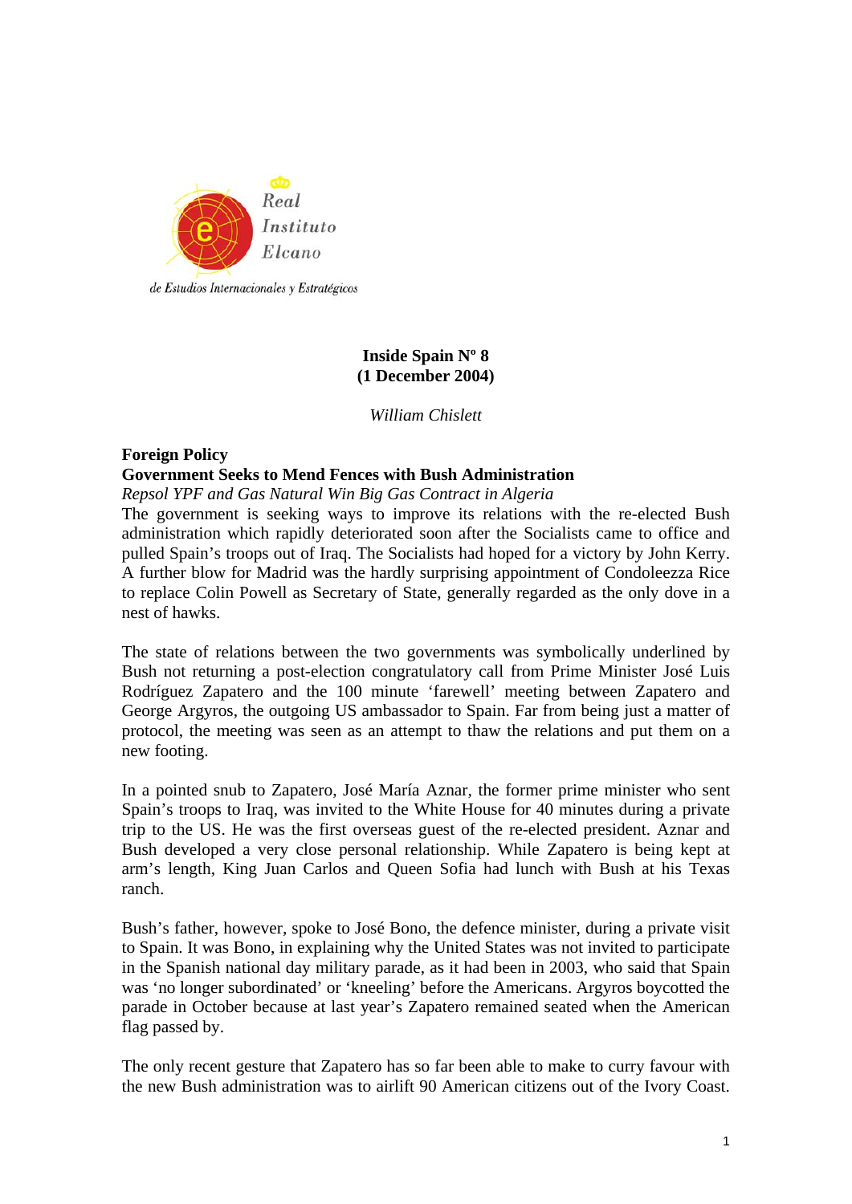Real Instituto Elcano

de Estudios Internacionales y Estratégicos

**Inside Spain Nº 8**
**(1 December 2004)**

*William Chislett*

## Foreign Policy

### Government Seeks to Mend Fences with Bush Administration

*Repsol YPF and Gas Natural Win Big Gas Contract in Algeria*

The government is seeking ways to improve its relations with the re-elected Bush administration which rapidly deteriorated soon after the Socialists came to office and pulled Spain's troops out of Iraq. The Socialists had hoped for a victory by John Kerry. A further blow for Madrid was the hardly surprising appointment of Condoleezza Rice to replace Colin Powell as Secretary of State, generally regarded as the only dove in a nest of hawks.

The state of relations between the two governments was symbolically underlined by Bush not returning a post-election congratulatory call from Prime Minister José Luis Rodríguez Zapatero and the 100 minute 'farewell' meeting between Zapatero and George Argyros, the outgoing US ambassador to Spain. Far from being just a matter of protocol, the meeting was seen as an attempt to thaw the relations and put them on a new footing.

In a pointed snub to Zapatero, José María Aznar, the former prime minister who sent Spain's troops to Iraq, was invited to the White House for 40 minutes during a private trip to the US. He was the first overseas guest of the re-elected president. Aznar and Bush developed a very close personal relationship. While Zapatero is being kept at arm's length, King Juan Carlos and Queen Sofia had lunch with Bush at his Texas ranch.

Bush's father, however, spoke to José Bono, the defence minister, during a private visit to Spain. It was Bono, in explaining why the United States was not invited to participate in the Spanish national day military parade, as it had been in 2003, who said that Spain was 'no longer subordinated' or 'kneeling' before the Americans. Argyros boycotted the parade in October because at last year's Zapatero remained seated when the American flag passed by.

The only recent gesture that Zapatero has so far been able to make to curry favour with the new Bush administration was to airlift 90 American citizens out of the Ivory Coast.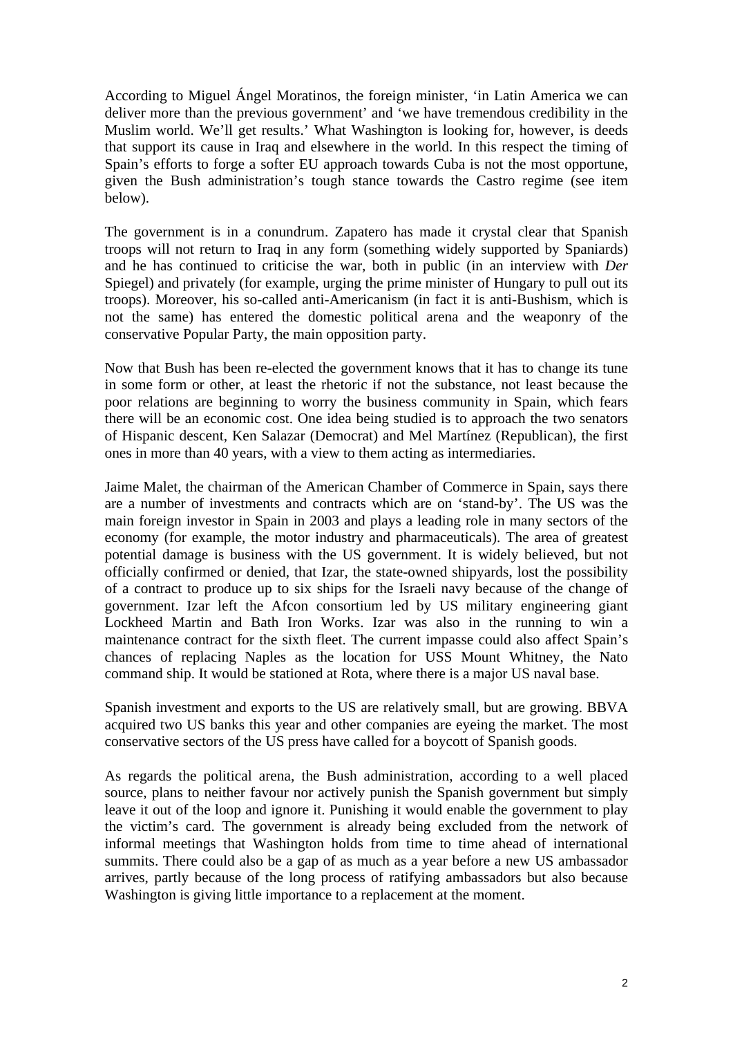According to Miguel Ángel Moratinos, the foreign minister, 'in Latin America we can deliver more than the previous government' and 'we have tremendous credibility in the Muslim world. We'll get results.' What Washington is looking for, however, is deeds that support its cause in Iraq and elsewhere in the world. In this respect the timing of Spain's efforts to forge a softer EU approach towards Cuba is not the most opportune, given the Bush administration's tough stance towards the Castro regime (see item below).

The government is in a conundrum. Zapatero has made it crystal clear that Spanish troops will not return to Iraq in any form (something widely supported by Spaniards) and he has continued to criticise the war, both in public (in an interview with *Der* Spiegel) and privately (for example, urging the prime minister of Hungary to pull out its troops). Moreover, his so-called anti-Americanism (in fact it is anti-Bushism, which is not the same) has entered the domestic political arena and the weaponry of the conservative Popular Party, the main opposition party.

Now that Bush has been re-elected the government knows that it has to change its tune in some form or other, at least the rhetoric if not the substance, not least because the poor relations are beginning to worry the business community in Spain, which fears there will be an economic cost. One idea being studied is to approach the two senators of Hispanic descent, Ken Salazar (Democrat) and Mel Martínez (Republican), the first ones in more than 40 years, with a view to them acting as intermediaries.

Jaime Malet, the chairman of the American Chamber of Commerce in Spain, says there are a number of investments and contracts which are on 'stand-by'. The US was the main foreign investor in Spain in 2003 and plays a leading role in many sectors of the economy (for example, the motor industry and pharmaceuticals). The area of greatest potential damage is business with the US government. It is widely believed, but not officially confirmed or denied, that Izar, the state-owned shipyards, lost the possibility of a contract to produce up to six ships for the Israeli navy because of the change of government. Izar left the Afcon consortium led by US military engineering giant Lockheed Martin and Bath Iron Works. Izar was also in the running to win a maintenance contract for the sixth fleet. The current impasse could also affect Spain's chances of replacing Naples as the location for USS Mount Whitney, the Nato command ship. It would be stationed at Rota, where there is a major US naval base.

Spanish investment and exports to the US are relatively small, but are growing. BBVA acquired two US banks this year and other companies are eyeing the market. The most conservative sectors of the US press have called for a boycott of Spanish goods.

As regards the political arena, the Bush administration, according to a well placed source, plans to neither favour nor actively punish the Spanish government but simply leave it out of the loop and ignore it. Punishing it would enable the government to play the victim's card. The government is already being excluded from the network of informal meetings that Washington holds from time to time ahead of international summits. There could also be a gap of as much as a year before a new US ambassador arrives, partly because of the long process of ratifying ambassadors but also because Washington is giving little importance to a replacement at the moment.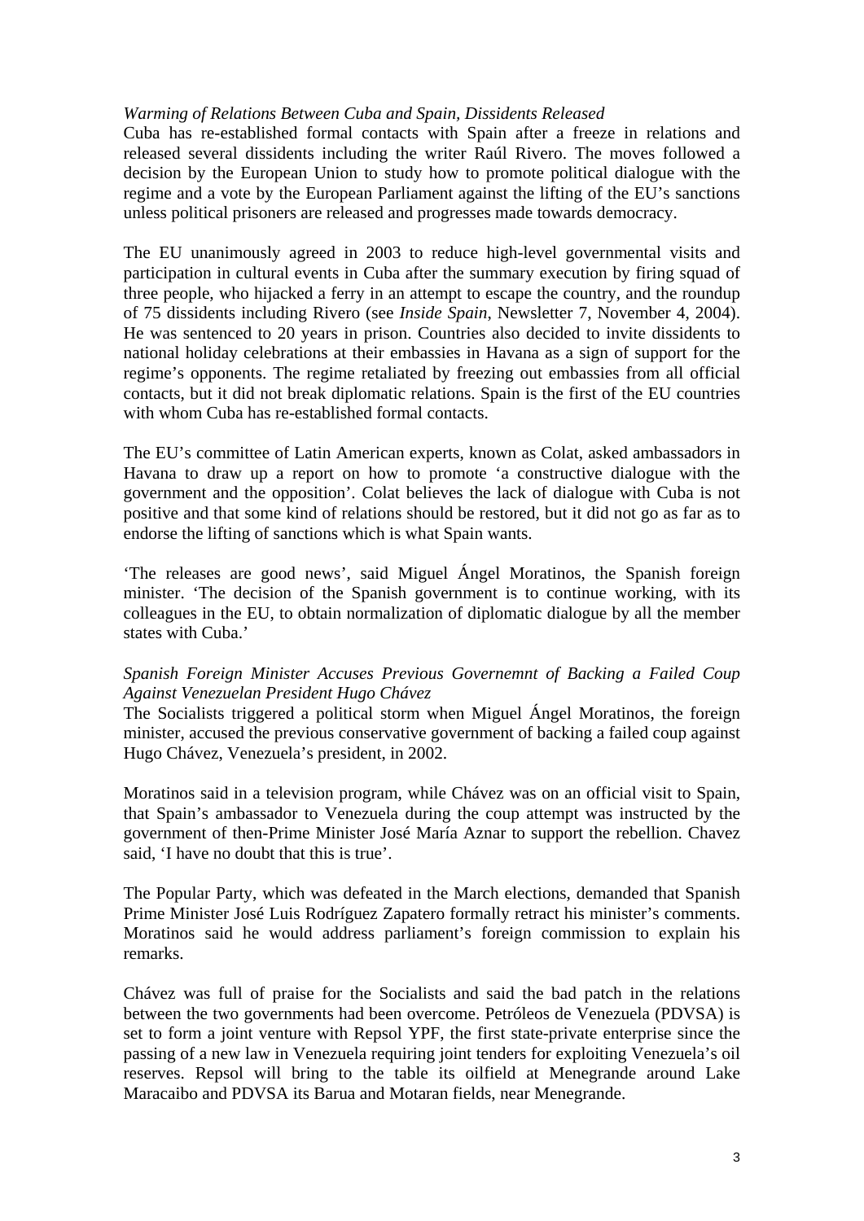*Warming of Relations Between Cuba and Spain, Dissidents Released*

Cuba has re-established formal contacts with Spain after a freeze in relations and released several dissidents including the writer Raúl Rivero. The moves followed a decision by the European Union to study how to promote political dialogue with the regime and a vote by the European Parliament against the lifting of the EU's sanctions unless political prisoners are released and progresses made towards democracy.

The EU unanimously agreed in 2003 to reduce high-level governmental visits and participation in cultural events in Cuba after the summary execution by firing squad of three people, who hijacked a ferry in an attempt to escape the country, and the roundup of 75 dissidents including Rivero (see *Inside Spain*, Newsletter 7, November 4, 2004). He was sentenced to 20 years in prison. Countries also decided to invite dissidents to national holiday celebrations at their embassies in Havana as a sign of support for the regime's opponents. The regime retaliated by freezing out embassies from all official contacts, but it did not break diplomatic relations. Spain is the first of the EU countries with whom Cuba has re-established formal contacts.

The EU's committee of Latin American experts, known as Colat, asked ambassadors in Havana to draw up a report on how to promote 'a constructive dialogue with the government and the opposition'. Colat believes the lack of dialogue with Cuba is not positive and that some kind of relations should be restored, but it did not go as far as to endorse the lifting of sanctions which is what Spain wants.

'The releases are good news', said Miguel Ángel Moratinos, the Spanish foreign minister. 'The decision of the Spanish government is to continue working, with its colleagues in the EU, to obtain normalization of diplomatic dialogue by all the member states with Cuba.'

*Spanish Foreign Minister Accuses Previous Governemnt of Backing a Failed Coup Against Venezuelan President Hugo Chávez*

The Socialists triggered a political storm when Miguel Ángel Moratinos, the foreign minister, accused the previous conservative government of backing a failed coup against Hugo Chávez, Venezuela's president, in 2002.

Moratinos said in a television program, while Chávez was on an official visit to Spain, that Spain's ambassador to Venezuela during the coup attempt was instructed by the government of then-Prime Minister José María Aznar to support the rebellion. Chavez said, 'I have no doubt that this is true'.

The Popular Party, which was defeated in the March elections, demanded that Spanish Prime Minister José Luis Rodríguez Zapatero formally retract his minister's comments. Moratinos said he would address parliament's foreign commission to explain his remarks.

Chávez was full of praise for the Socialists and said the bad patch in the relations between the two governments had been overcome. Petróleos de Venezuela (PDVSA) is set to form a joint venture with Repsol YPF, the first state-private enterprise since the passing of a new law in Venezuela requiring joint tenders for exploiting Venezuela's oil reserves. Repsol will bring to the table its oilfield at Menegrande around Lake Maracaibo and PDVSA its Barua and Motaran fields, near Menegrande.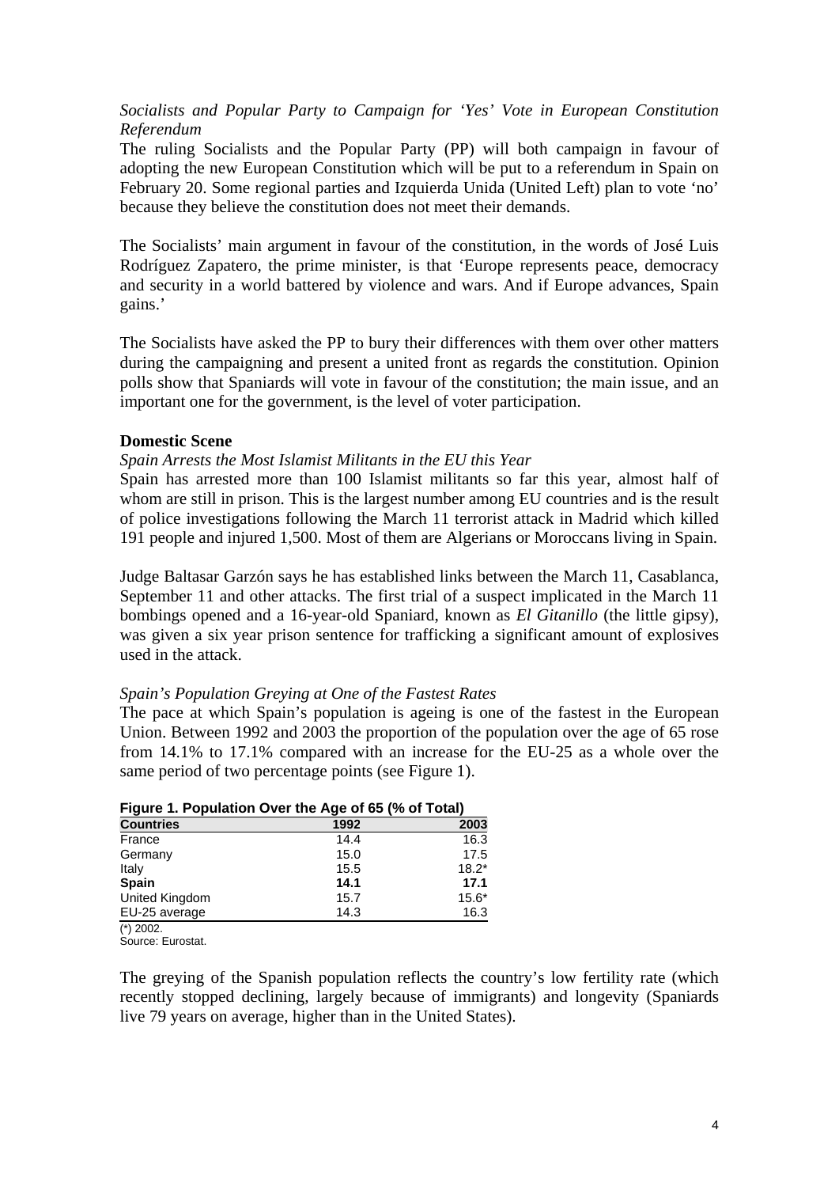*Socialists and Popular Party to Campaign for 'Yes' Vote in European Constitution Referendum*

The ruling Socialists and the Popular Party (PP) will both campaign in favour of adopting the new European Constitution which will be put to a referendum in Spain on February 20. Some regional parties and Izquierda Unida (United Left) plan to vote 'no' because they believe the constitution does not meet their demands.

The Socialists' main argument in favour of the constitution, in the words of José Luis Rodríguez Zapatero, the prime minister, is that 'Europe represents peace, democracy and security in a world battered by violence and wars. And if Europe advances, Spain gains.'

The Socialists have asked the PP to bury their differences with them over other matters during the campaigning and present a united front as regards the constitution. Opinion polls show that Spaniards will vote in favour of the constitution; the main issue, and an important one for the government, is the level of voter participation.

## Domestic Scene

*Spain Arrests the Most Islamist Militants in the EU this Year*

Spain has arrested more than 100 Islamist militants so far this year, almost half of whom are still in prison. This is the largest number among EU countries and is the result of police investigations following the March 11 terrorist attack in Madrid which killed 191 people and injured 1,500. Most of them are Algerians or Moroccans living in Spain.

Judge Baltasar Garzón says he has established links between the March 11, Casablanca, September 11 and other attacks. The first trial of a suspect implicated in the March 11 bombings opened and a 16-year-old Spaniard, known as *El Gitanillo* (the little gipsy), was given a six year prison sentence for trafficking a significant amount of explosives used in the attack.

*Spain's Population Greying at One of the Fastest Rates*

The pace at which Spain's population is ageing is one of the fastest in the European Union. Between 1992 and 2003 the proportion of the population over the age of 65 rose from 14.1% to 17.1% compared with an increase for the EU-25 as a whole over the same period of two percentage points (see Figure 1).

**Figure 1. Population Over the Age of 65 (% of Total)**

| Countries | 1992 | 2003 |
|---|---|---|
| France | 14.4 | 16.3 |
| Germany | 15.0 | 17.5 |
| Italy | 15.5 | 18.2* |
| **Spain** | **14.1** | **17.1** |
| United Kingdom | 15.7 | 15.6* |
| EU-25 average | 14.3 | 16.3 |

(*) 2002.
Source: Eurostat.

The greying of the Spanish population reflects the country's low fertility rate (which recently stopped declining, largely because of immigrants) and longevity (Spaniards live 79 years on average, higher than in the United States).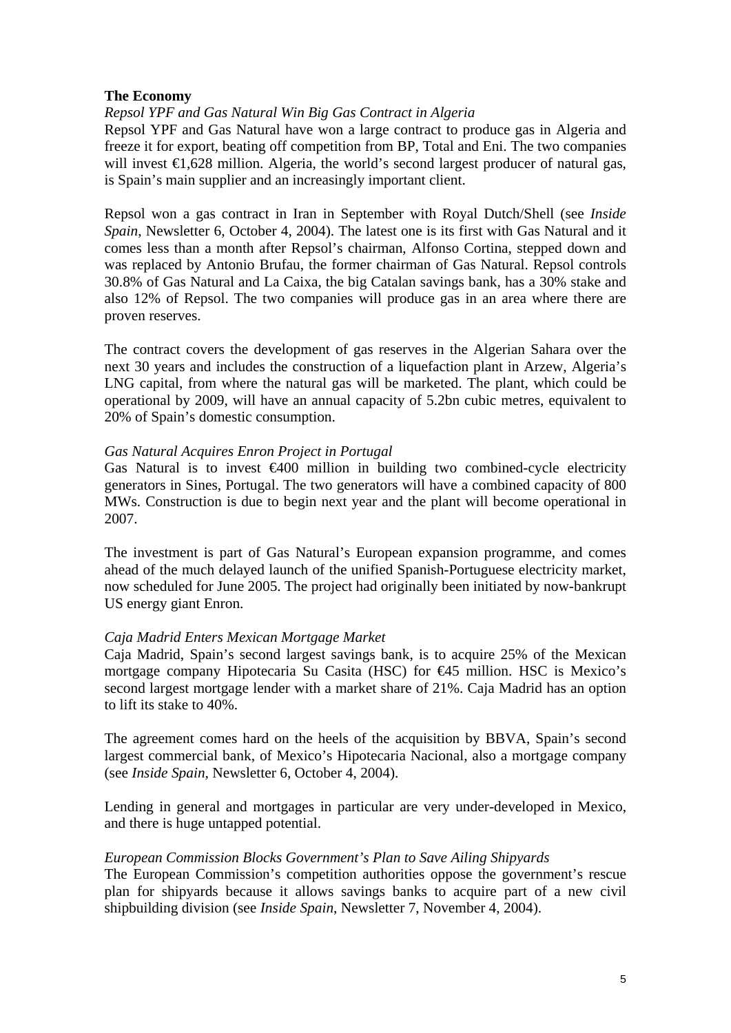## The Economy

*Repsol YPF and Gas Natural Win Big Gas Contract in Algeria*

Repsol YPF and Gas Natural have won a large contract to produce gas in Algeria and freeze it for export, beating off competition from BP, Total and Eni. The two companies will invest €1,628 million. Algeria, the world's second largest producer of natural gas, is Spain's main supplier and an increasingly important client.

Repsol won a gas contract in Iran in September with Royal Dutch/Shell (see *Inside Spain*, Newsletter 6, October 4, 2004). The latest one is its first with Gas Natural and it comes less than a month after Repsol's chairman, Alfonso Cortina, stepped down and was replaced by Antonio Brufau, the former chairman of Gas Natural. Repsol controls 30.8% of Gas Natural and La Caixa, the big Catalan savings bank, has a 30% stake and also 12% of Repsol. The two companies will produce gas in an area where there are proven reserves.

The contract covers the development of gas reserves in the Algerian Sahara over the next 30 years and includes the construction of a liquefaction plant in Arzew, Algeria's LNG capital, from where the natural gas will be marketed. The plant, which could be operational by 2009, will have an annual capacity of 5.2bn cubic metres, equivalent to 20% of Spain's domestic consumption.

*Gas Natural Acquires Enron Project in Portugal*

Gas Natural is to invest €400 million in building two combined-cycle electricity generators in Sines, Portugal. The two generators will have a combined capacity of 800 MWs. Construction is due to begin next year and the plant will become operational in 2007.

The investment is part of Gas Natural's European expansion programme, and comes ahead of the much delayed launch of the unified Spanish-Portuguese electricity market, now scheduled for June 2005. The project had originally been initiated by now-bankrupt US energy giant Enron.

*Caja Madrid Enters Mexican Mortgage Market*

Caja Madrid, Spain's second largest savings bank, is to acquire 25% of the Mexican mortgage company Hipotecaria Su Casita (HSC) for €45 million. HSC is Mexico's second largest mortgage lender with a market share of 21%. Caja Madrid has an option to lift its stake to 40%.

The agreement comes hard on the heels of the acquisition by BBVA, Spain's second largest commercial bank, of Mexico's Hipotecaria Nacional, also a mortgage company (see *Inside Spain*, Newsletter 6, October 4, 2004).

Lending in general and mortgages in particular are very under-developed in Mexico, and there is huge untapped potential.

*European Commission Blocks Government's Plan to Save Ailing Shipyards*

The European Commission's competition authorities oppose the government's rescue plan for shipyards because it allows savings banks to acquire part of a new civil shipbuilding division (see *Inside Spain*, Newsletter 7, November 4, 2004).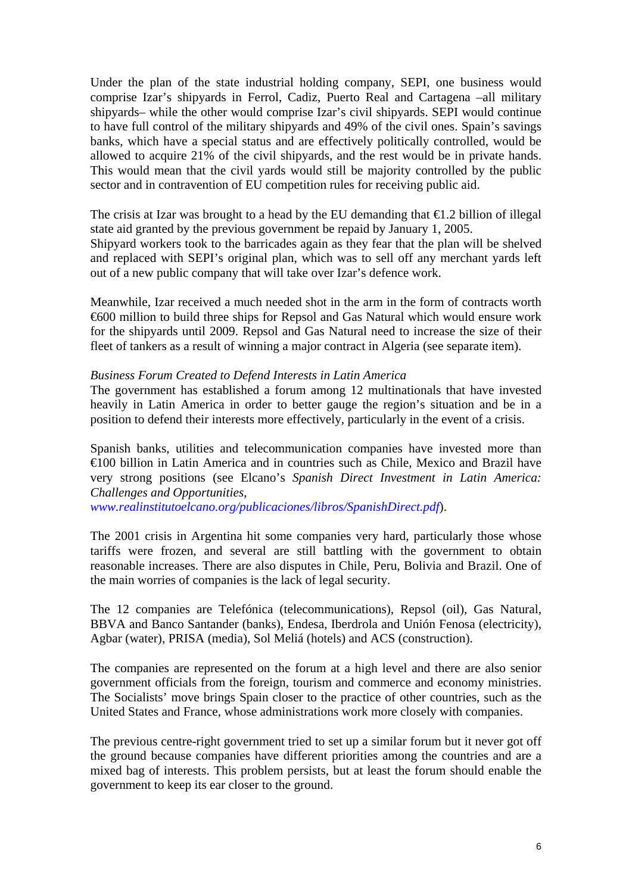Under the plan of the state industrial holding company, SEPI, one business would comprise Izar's shipyards in Ferrol, Cadiz, Puerto Real and Cartagena –all military shipyards– while the other would comprise Izar's civil shipyards. SEPI would continue to have full control of the military shipyards and 49% of the civil ones. Spain's savings banks, which have a special status and are effectively politically controlled, would be allowed to acquire 21% of the civil shipyards, and the rest would be in private hands. This would mean that the civil yards would still be majority controlled by the public sector and in contravention of EU competition rules for receiving public aid.

The crisis at Izar was brought to a head by the EU demanding that €1.2 billion of illegal state aid granted by the previous government be repaid by January 1, 2005.
Shipyard workers took to the barricades again as they fear that the plan will be shelved and replaced with SEPI's original plan, which was to sell off any merchant yards left out of a new public company that will take over Izar's defence work.

Meanwhile, Izar received a much needed shot in the arm in the form of contracts worth €600 million to build three ships for Repsol and Gas Natural which would ensure work for the shipyards until 2009. Repsol and Gas Natural need to increase the size of their fleet of tankers as a result of winning a major contract in Algeria (see separate item).

*Business Forum Created to Defend Interests in Latin America*
The government has established a forum among 12 multinationals that have invested heavily in Latin America in order to better gauge the region's situation and be in a position to defend their interests more effectively, particularly in the event of a crisis.

Spanish banks, utilities and telecommunication companies have invested more than €100 billion in Latin America and in countries such as Chile, Mexico and Brazil have very strong positions (see Elcano's *Spanish Direct Investment in Latin America: Challenges and Opportunities*, *www.realinstitutoelcano.org/publicaciones/libros/SpanishDirect.pdf*).

The 2001 crisis in Argentina hit some companies very hard, particularly those whose tariffs were frozen, and several are still battling with the government to obtain reasonable increases. There are also disputes in Chile, Peru, Bolivia and Brazil. One of the main worries of companies is the lack of legal security.

The 12 companies are Telefónica (telecommunications), Repsol (oil), Gas Natural, BBVA and Banco Santander (banks), Endesa, Iberdrola and Unión Fenosa (electricity), Agbar (water), PRISA (media), Sol Meliá (hotels) and ACS (construction).

The companies are represented on the forum at a high level and there are also senior government officials from the foreign, tourism and commerce and economy ministries. The Socialists' move brings Spain closer to the practice of other countries, such as the United States and France, whose administrations work more closely with companies.

The previous centre-right government tried to set up a similar forum but it never got off the ground because companies have different priorities among the countries and are a mixed bag of interests. This problem persists, but at least the forum should enable the government to keep its ear closer to the ground.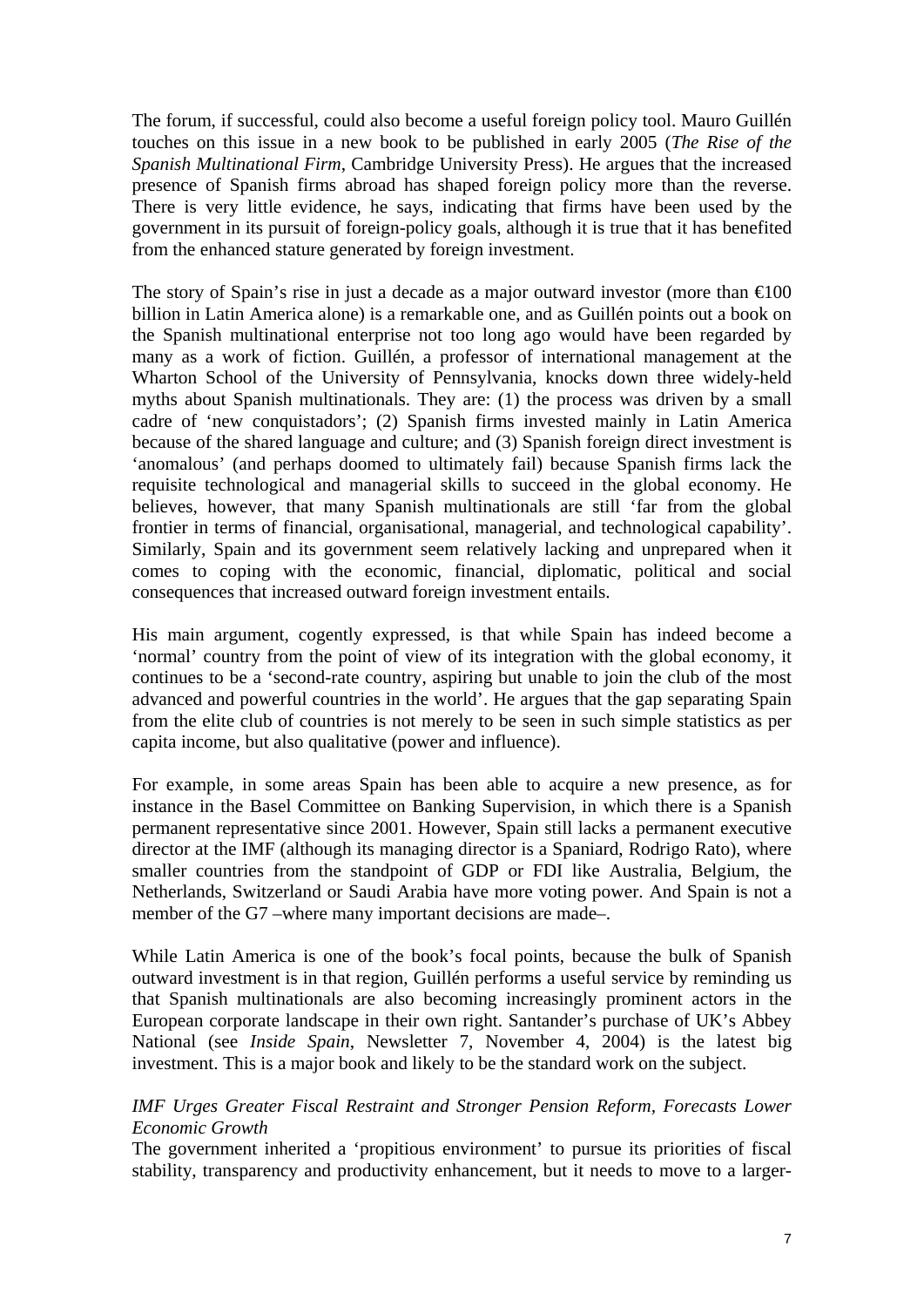The forum, if successful, could also become a useful foreign policy tool. Mauro Guillén touches on this issue in a new book to be published in early 2005 (*The Rise of the Spanish Multinational Firm*, Cambridge University Press). He argues that the increased presence of Spanish firms abroad has shaped foreign policy more than the reverse. There is very little evidence, he says, indicating that firms have been used by the government in its pursuit of foreign-policy goals, although it is true that it has benefited from the enhanced stature generated by foreign investment.

The story of Spain's rise in just a decade as a major outward investor (more than €100 billion in Latin America alone) is a remarkable one, and as Guillén points out a book on the Spanish multinational enterprise not too long ago would have been regarded by many as a work of fiction. Guillén, a professor of international management at the Wharton School of the University of Pennsylvania, knocks down three widely-held myths about Spanish multinationals. They are: (1) the process was driven by a small cadre of 'new conquistadors'; (2) Spanish firms invested mainly in Latin America because of the shared language and culture; and (3) Spanish foreign direct investment is 'anomalous' (and perhaps doomed to ultimately fail) because Spanish firms lack the requisite technological and managerial skills to succeed in the global economy. He believes, however, that many Spanish multinationals are still 'far from the global frontier in terms of financial, organisational, managerial, and technological capability'. Similarly, Spain and its government seem relatively lacking and unprepared when it comes to coping with the economic, financial, diplomatic, political and social consequences that increased outward foreign investment entails.

His main argument, cogently expressed, is that while Spain has indeed become a 'normal' country from the point of view of its integration with the global economy, it continues to be a 'second-rate country, aspiring but unable to join the club of the most advanced and powerful countries in the world'. He argues that the gap separating Spain from the elite club of countries is not merely to be seen in such simple statistics as per capita income, but also qualitative (power and influence).

For example, in some areas Spain has been able to acquire a new presence, as for instance in the Basel Committee on Banking Supervision, in which there is a Spanish permanent representative since 2001. However, Spain still lacks a permanent executive director at the IMF (although its managing director is a Spaniard, Rodrigo Rato), where smaller countries from the standpoint of GDP or FDI like Australia, Belgium, the Netherlands, Switzerland or Saudi Arabia have more voting power. And Spain is not a member of the G7 –where many important decisions are made–.

While Latin America is one of the book's focal points, because the bulk of Spanish outward investment is in that region, Guillén performs a useful service by reminding us that Spanish multinationals are also becoming increasingly prominent actors in the European corporate landscape in their own right. Santander's purchase of UK's Abbey National (see *Inside Spain*, Newsletter 7, November 4, 2004) is the latest big investment. This is a major book and likely to be the standard work on the subject.

*IMF Urges Greater Fiscal Restraint and Stronger Pension Reform, Forecasts Lower Economic Growth*

The government inherited a 'propitious environment' to pursue its priorities of fiscal stability, transparency and productivity enhancement, but it needs to move to a larger-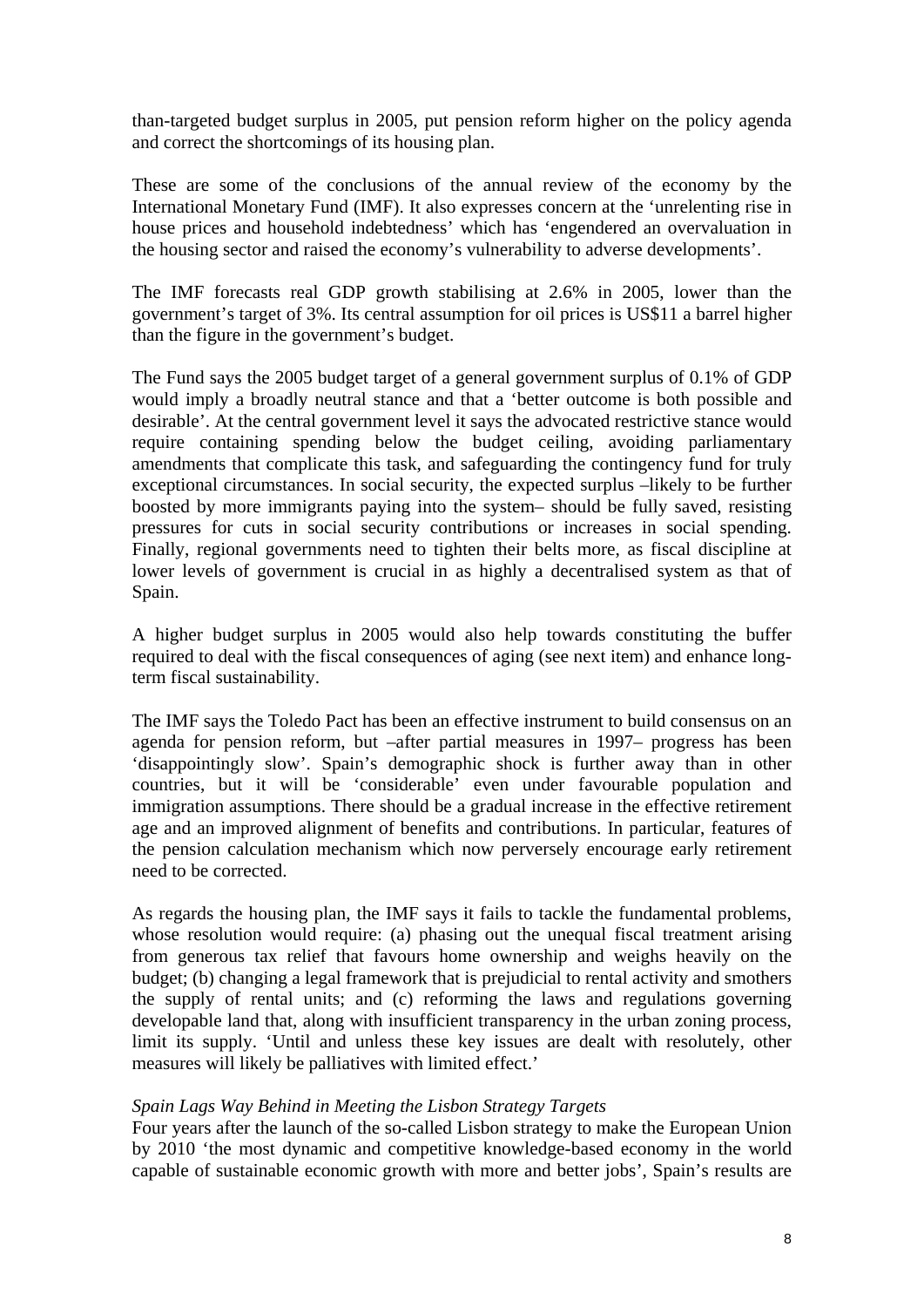than-targeted budget surplus in 2005, put pension reform higher on the policy agenda and correct the shortcomings of its housing plan.

These are some of the conclusions of the annual review of the economy by the International Monetary Fund (IMF). It also expresses concern at the 'unrelenting rise in house prices and household indebtedness' which has 'engendered an overvaluation in the housing sector and raised the economy's vulnerability to adverse developments'.

The IMF forecasts real GDP growth stabilising at 2.6% in 2005, lower than the government's target of 3%. Its central assumption for oil prices is US$11 a barrel higher than the figure in the government's budget.

The Fund says the 2005 budget target of a general government surplus of 0.1% of GDP would imply a broadly neutral stance and that a 'better outcome is both possible and desirable'. At the central government level it says the advocated restrictive stance would require containing spending below the budget ceiling, avoiding parliamentary amendments that complicate this task, and safeguarding the contingency fund for truly exceptional circumstances. In social security, the expected surplus –likely to be further boosted by more immigrants paying into the system– should be fully saved, resisting pressures for cuts in social security contributions or increases in social spending. Finally, regional governments need to tighten their belts more, as fiscal discipline at lower levels of government is crucial in as highly a decentralised system as that of Spain.

A higher budget surplus in 2005 would also help towards constituting the buffer required to deal with the fiscal consequences of aging (see next item) and enhance long-term fiscal sustainability.

The IMF says the Toledo Pact has been an effective instrument to build consensus on an agenda for pension reform, but –after partial measures in 1997– progress has been 'disappointingly slow'. Spain's demographic shock is further away than in other countries, but it will be 'considerable' even under favourable population and immigration assumptions. There should be a gradual increase in the effective retirement age and an improved alignment of benefits and contributions. In particular, features of the pension calculation mechanism which now perversely encourage early retirement need to be corrected.

As regards the housing plan, the IMF says it fails to tackle the fundamental problems, whose resolution would require: (a) phasing out the unequal fiscal treatment arising from generous tax relief that favours home ownership and weighs heavily on the budget; (b) changing a legal framework that is prejudicial to rental activity and smothers the supply of rental units; and (c) reforming the laws and regulations governing developable land that, along with insufficient transparency in the urban zoning process, limit its supply. 'Until and unless these key issues are dealt with resolutely, other measures will likely be palliatives with limited effect.'

*Spain Lags Way Behind in Meeting the Lisbon Strategy Targets*

Four years after the launch of the so-called Lisbon strategy to make the European Union by 2010 'the most dynamic and competitive knowledge-based economy in the world capable of sustainable economic growth with more and better jobs', Spain's results are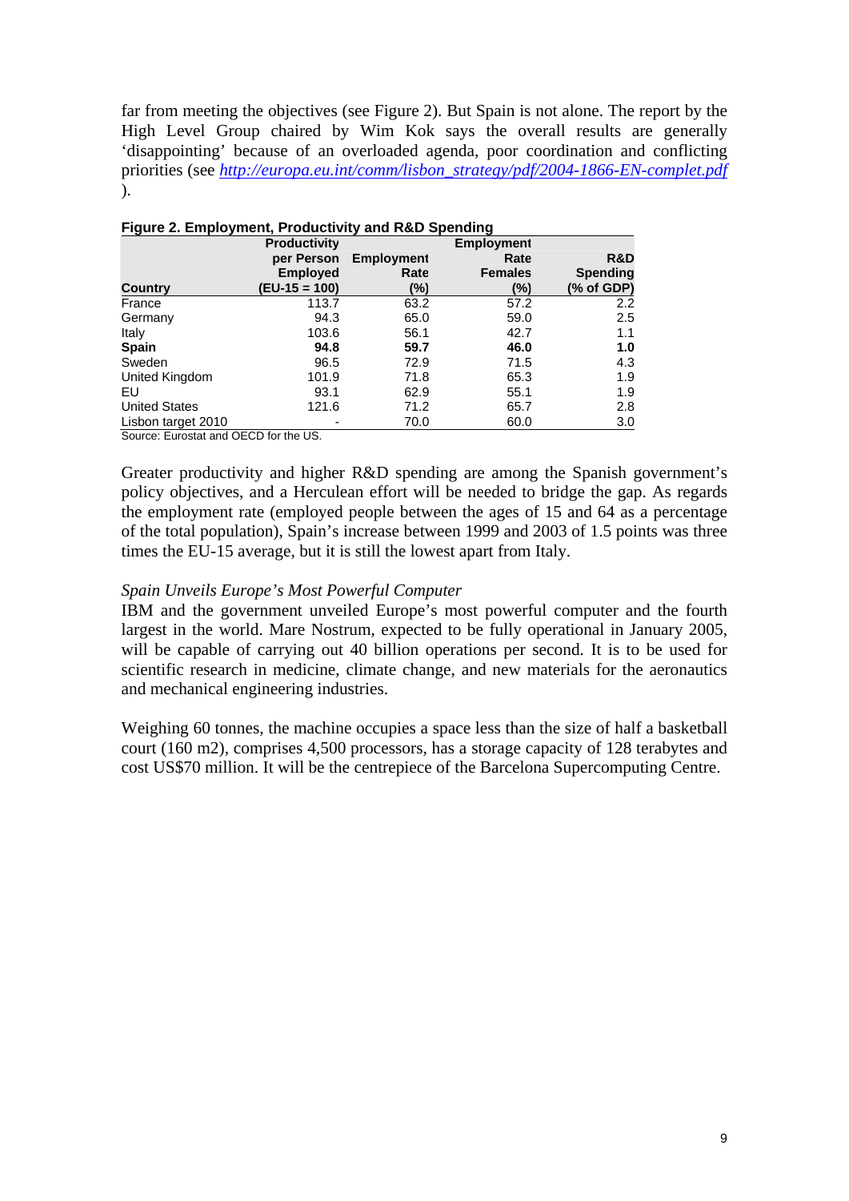far from meeting the objectives (see Figure 2). But Spain is not alone. The report by the High Level Group chaired by Wim Kok says the overall results are generally 'disappointing' because of an overloaded agenda, poor coordination and conflicting priorities (see *http://europa.eu.int/comm/lisbon_strategy/pdf/2004-1866-EN-complet.pdf* ).

**Figure 2. Employment, Productivity and R&D Spending**

| Country | Productivity per Person Employed (EU-15 = 100) | Employment Rate (%) | Employment Rate Females (%) | R&D Spending (% of GDP) |
|---|---|---|---|---|
| France | 113.7 | 63.2 | 57.2 | 2.2 |
| Germany | 94.3 | 65.0 | 59.0 | 2.5 |
| Italy | 103.6 | 56.1 | 42.7 | 1.1 |
| **Spain** | **94.8** | **59.7** | **46.0** | **1.0** |
| Sweden | 96.5 | 72.9 | 71.5 | 4.3 |
| United Kingdom | 101.9 | 71.8 | 65.3 | 1.9 |
| EU | 93.1 | 62.9 | 55.1 | 1.9 |
| United States | 121.6 | 71.2 | 65.7 | 2.8 |
| Lisbon target 2010 | - | 70.0 | 60.0 | 3.0 |

Source: Eurostat and OECD for the US.

Greater productivity and higher R&D spending are among the Spanish government's policy objectives, and a Herculean effort will be needed to bridge the gap. As regards the employment rate (employed people between the ages of 15 and 64 as a percentage of the total population), Spain's increase between 1999 and 2003 of 1.5 points was three times the EU-15 average, but it is still the lowest apart from Italy.

*Spain Unveils Europe's Most Powerful Computer*

IBM and the government unveiled Europe's most powerful computer and the fourth largest in the world. Mare Nostrum, expected to be fully operational in January 2005, will be capable of carrying out 40 billion operations per second. It is to be used for scientific research in medicine, climate change, and new materials for the aeronautics and mechanical engineering industries.

Weighing 60 tonnes, the machine occupies a space less than the size of half a basketball court (160 m2), comprises 4,500 processors, has a storage capacity of 128 terabytes and cost US$70 million. It will be the centrepiece of the Barcelona Supercomputing Centre.